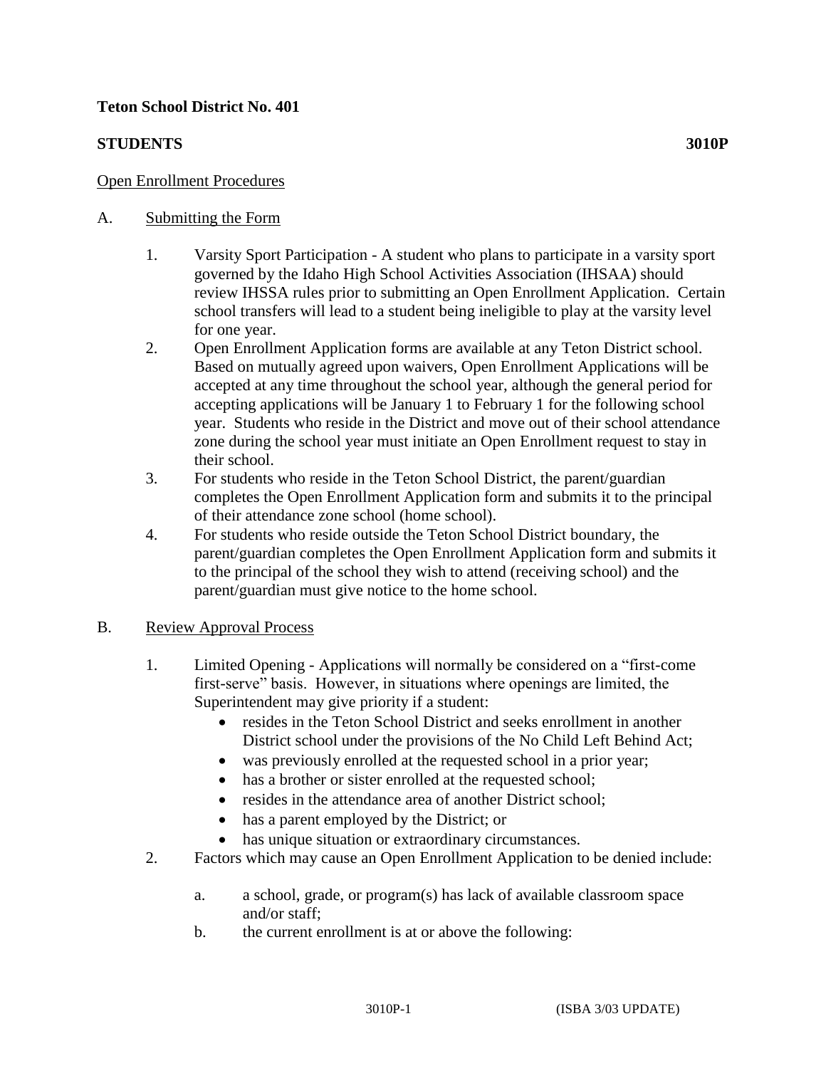**Teton School District No. 401**

**STUDENTS 3010P**

Open Enrollment Procedures

A. Submitting the Form

1. Varsity Sport Participation - A student who plans to participate in a varsity sport governed by the Idaho High School Activities Association (IHSAA) should review IHSSA rules prior to submitting an Open Enrollment Application. Certain school transfers will lead to a student being ineligible to play at the varsity level for one year.
2. Open Enrollment Application forms are available at any Teton District school. Based on mutually agreed upon waivers, Open Enrollment Applications will be accepted at any time throughout the school year, although the general period for accepting applications will be January 1 to February 1 for the following school year. Students who reside in the District and move out of their school attendance zone during the school year must initiate an Open Enrollment request to stay in their school.
3. For students who reside in the Teton School District, the parent/guardian completes the Open Enrollment Application form and submits it to the principal of their attendance zone school (home school).
4. For students who reside outside the Teton School District boundary, the parent/guardian completes the Open Enrollment Application form and submits it to the principal of the school they wish to attend (receiving school) and the parent/guardian must give notice to the home school.

B. Review Approval Process

1. Limited Opening - Applications will normally be considered on a "first-come first-serve" basis. However, in situations where openings are limited, the Superintendent may give priority if a student:
   - resides in the Teton School District and seeks enrollment in another District school under the provisions of the No Child Left Behind Act;
   - was previously enrolled at the requested school in a prior year;
   - has a brother or sister enrolled at the requested school;
   - resides in the attendance area of another District school;
   - has a parent employed by the District; or
   - has unique situation or extraordinary circumstances.
2. Factors which may cause an Open Enrollment Application to be denied include:

   a. a school, grade, or program(s) has lack of available classroom space and/or staff;

   b. the current enrollment is at or above the following: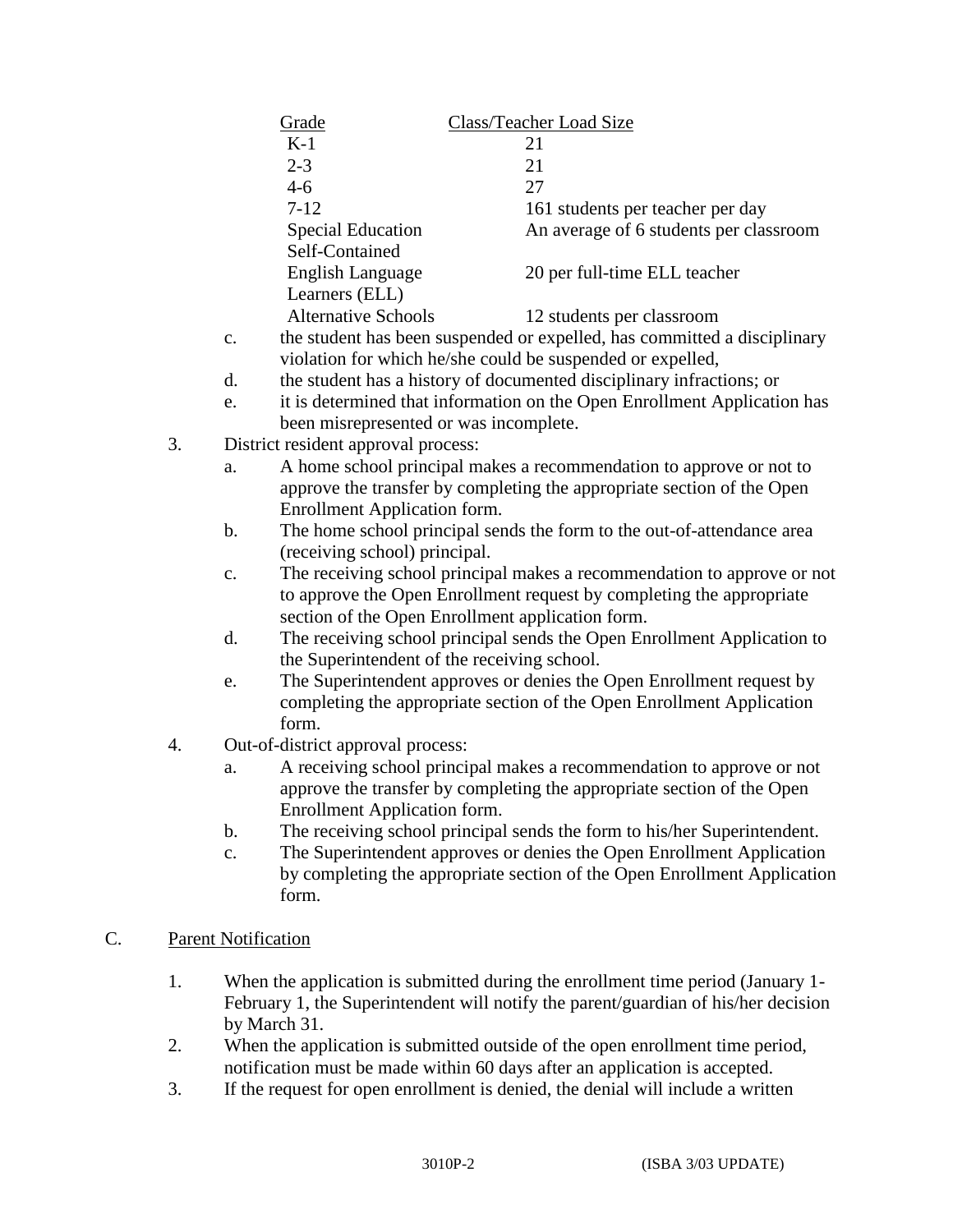| Grade | Class/Teacher Load Size |
|---|---|
| K-1 | 21 |
| 2-3 | 21 |
| 4-6 | 27 |
| 7-12 | 161 students per teacher per day |
| Special Education Self-Contained | An average of 6 students per classroom |
| English Language Learners (ELL) | 20 per full-time ELL teacher |
| Alternative Schools | 12 students per classroom |

c. the student has been suspended or expelled, has committed a disciplinary violation for which he/she could be suspended or expelled,

d. the student has a history of documented disciplinary infractions; or

e. it is determined that information on the Open Enrollment Application has been misrepresented or was incomplete.

3. District resident approval process:

   a. A home school principal makes a recommendation to approve or not to approve the transfer by completing the appropriate section of the Open Enrollment Application form.

   b. The home school principal sends the form to the out-of-attendance area (receiving school) principal.

   c. The receiving school principal makes a recommendation to approve or not to approve the Open Enrollment request by completing the appropriate section of the Open Enrollment application form.

   d. The receiving school principal sends the Open Enrollment Application to the Superintendent of the receiving school.

   e. The Superintendent approves or denies the Open Enrollment request by completing the appropriate section of the Open Enrollment Application form.

4. Out-of-district approval process:

   a. A receiving school principal makes a recommendation to approve or not approve the transfer by completing the appropriate section of the Open Enrollment Application form.

   b. The receiving school principal sends the form to his/her Superintendent.

   c. The Superintendent approves or denies the Open Enrollment Application by completing the appropriate section of the Open Enrollment Application form.

C. Parent Notification

1. When the application is submitted during the enrollment time period (January 1-February 1, the Superintendent will notify the parent/guardian of his/her decision by March 31.

2. When the application is submitted outside of the open enrollment time period, notification must be made within 60 days after an application is accepted.

3. If the request for open enrollment is denied, the denial will include a written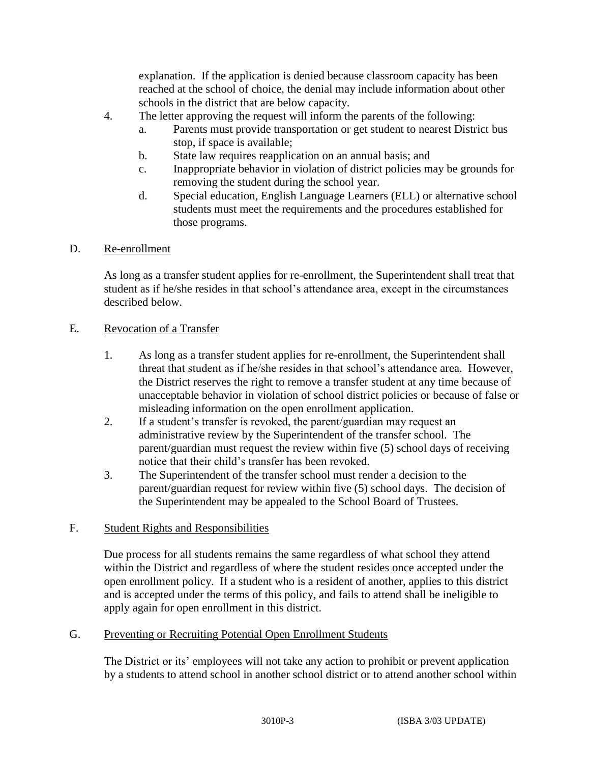explanation. If the application is denied because classroom capacity has been reached at the school of choice, the denial may include information about other schools in the district that are below capacity.

4. The letter approving the request will inform the parents of the following:
   a. Parents must provide transportation or get student to nearest District bus stop, if space is available;
   b. State law requires reapplication on an annual basis; and
   c. Inappropriate behavior in violation of district policies may be grounds for removing the student during the school year.
   d. Special education, English Language Learners (ELL) or alternative school students must meet the requirements and the procedures established for those programs.

D. Re-enrollment

As long as a transfer student applies for re-enrollment, the Superintendent shall treat that student as if he/she resides in that school's attendance area, except in the circumstances described below.

E. Revocation of a Transfer

1. As long as a transfer student applies for re-enrollment, the Superintendent shall threat that student as if he/she resides in that school's attendance area. However, the District reserves the right to remove a transfer student at any time because of unacceptable behavior in violation of school district policies or because of false or misleading information on the open enrollment application.
2. If a student's transfer is revoked, the parent/guardian may request an administrative review by the Superintendent of the transfer school. The parent/guardian must request the review within five (5) school days of receiving notice that their child's transfer has been revoked.
3. The Superintendent of the transfer school must render a decision to the parent/guardian request for review within five (5) school days. The decision of the Superintendent may be appealed to the School Board of Trustees.

F. Student Rights and Responsibilities

Due process for all students remains the same regardless of what school they attend within the District and regardless of where the student resides once accepted under the open enrollment policy. If a student who is a resident of another, applies to this district and is accepted under the terms of this policy, and fails to attend shall be ineligible to apply again for open enrollment in this district.

G. Preventing or Recruiting Potential Open Enrollment Students

The District or its' employees will not take any action to prohibit or prevent application by a students to attend school in another school district or to attend another school within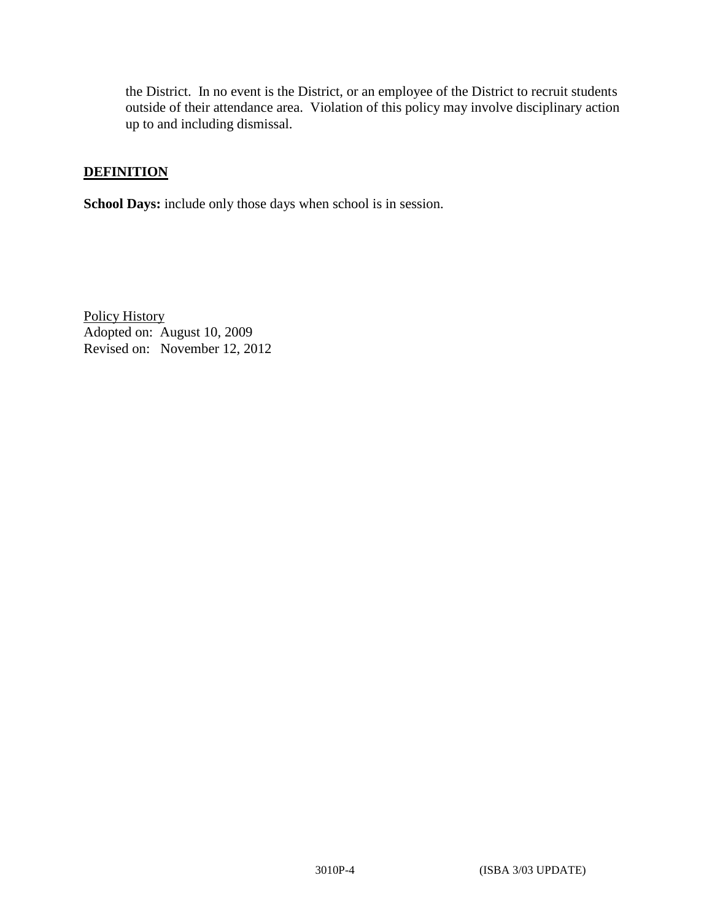the District. In no event is the District, or an employee of the District to recruit students outside of their attendance area. Violation of this policy may involve disciplinary action up to and including dismissal.

## DEFINITION

**School Days:** include only those days when school is in session.

Policy History
Adopted on: August 10, 2009
Revised on: November 12, 2012